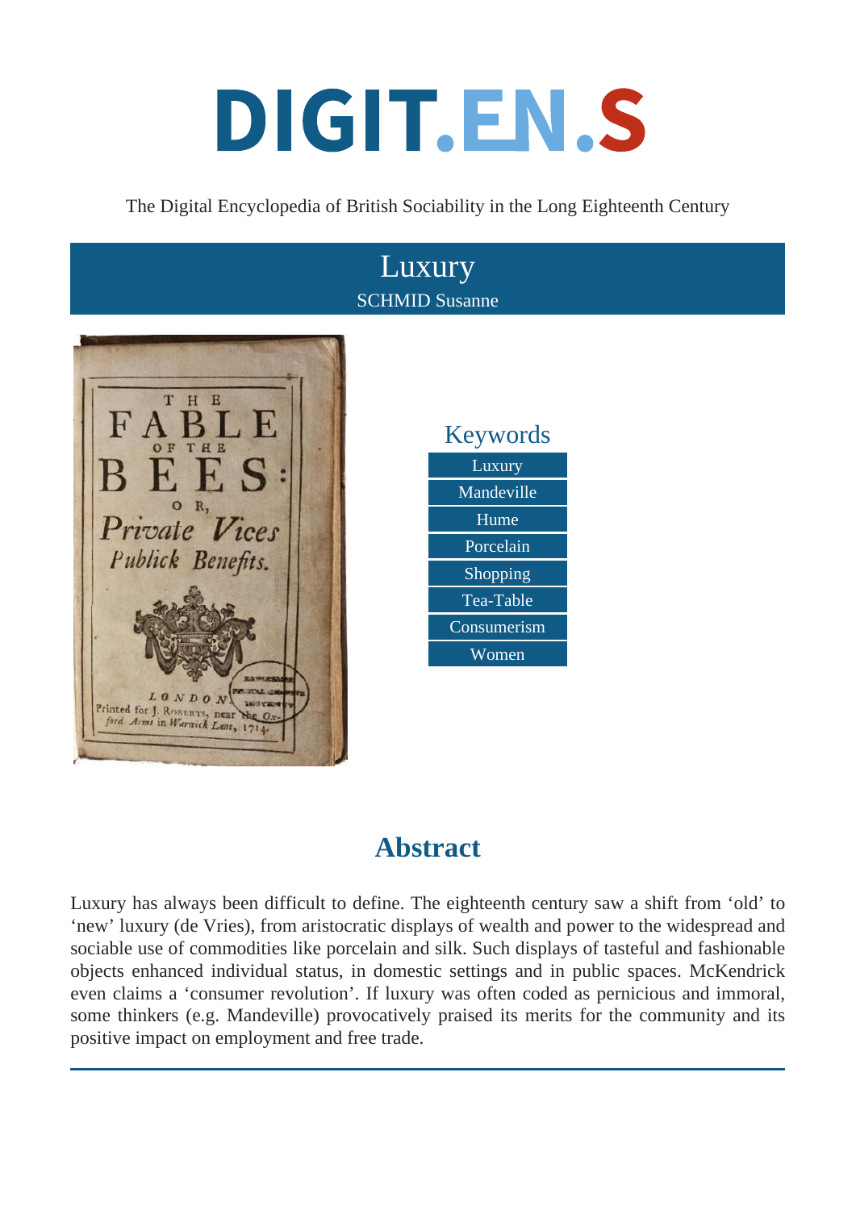# DIGIT.EN.S

The Digital Encyclopedia of British Sociability in the Long Eighteenth Century

## Luxury

SCHMID Susanne

### Keywords

- Luxury
- Mandeville
- Hume
- Porcelain
- Shopping
- Tea-Table
- Consumerism
- Women

## Abstract

Luxury has always been difficult to define. The eighteenth century saw a shift from 'old' to 'new' luxury (de Vries), from aristocratic displays of wealth and power to the widespread and sociable use of commodities like porcelain and silk. Such displays of tasteful and fashionable objects enhanced individual status, in domestic settings and in public spaces. McKendrick even claims a 'consumer revolution'. If luxury was often coded as pernicious and immoral, some thinkers (e.g. Mandeville) provocatively praised its merits for the community and its positive impact on employment and free trade.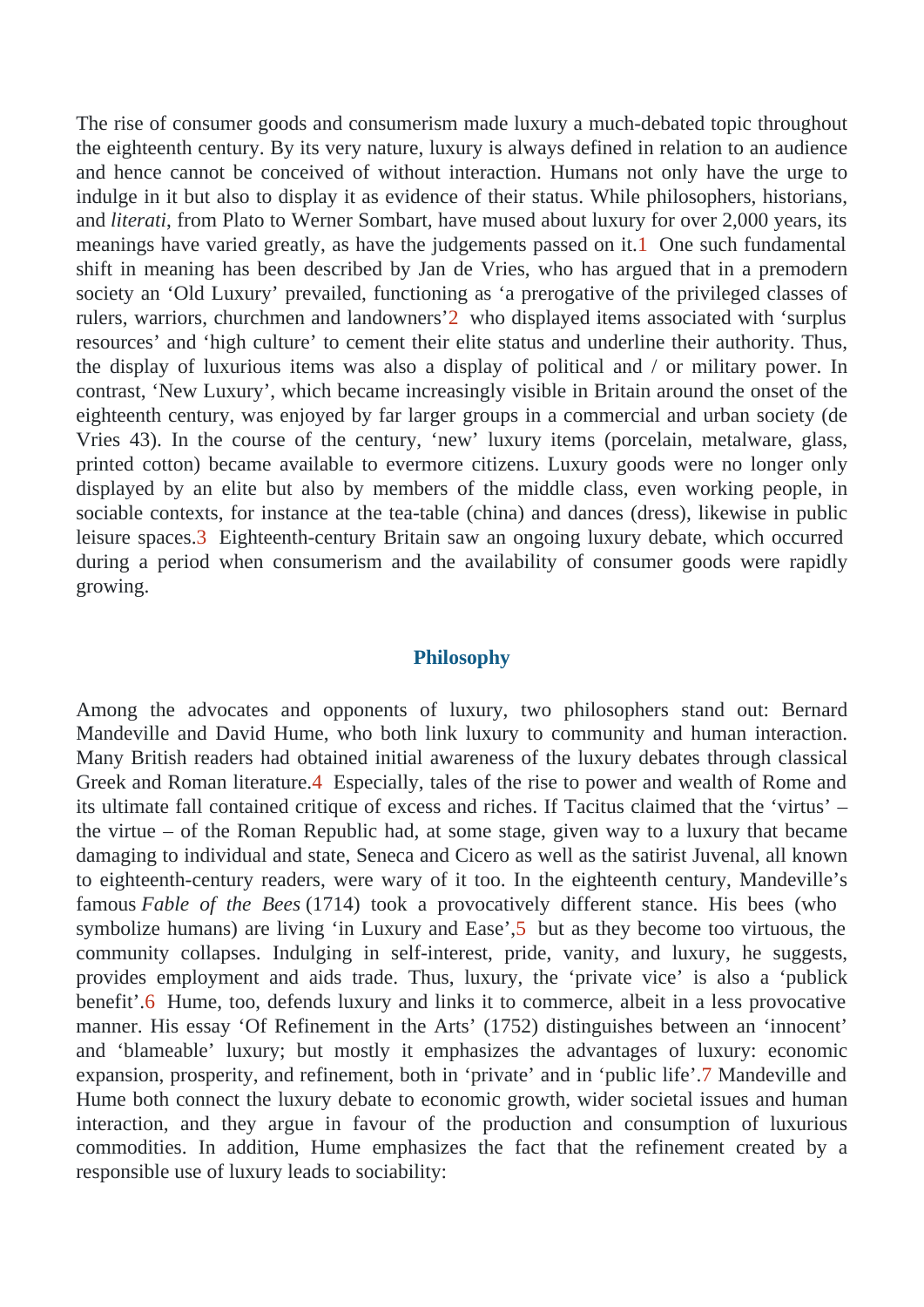The rise of consumer goods and consumerism made luxury a much-debated topic throughout the eighteenth century. By its very nature, luxury is always defined in relation to an audience and hence cannot be conceived of without interaction. Humans not only have the urge to indulge in it but also to display it as evidence of their status. While philosophers, historians, and *literati*, from Plato to Werner Sombart, have mused about luxury for over 2,000 years, its meanings have varied greatly, as have the judgements passed on it.[1] One such fundamental shift in meaning has been described by Jan de Vries, who has argued that in a premodern society an 'Old Luxury' prevailed, functioning as 'a prerogative of the privileged classes of rulers, warriors, churchmen and landowners'[2] who displayed items associated with 'surplus resources' and 'high culture' to cement their elite status and underline their authority. Thus, the display of luxurious items was also a display of political and / or military power. In contrast, 'New Luxury', which became increasingly visible in Britain around the onset of the eighteenth century, was enjoyed by far larger groups in a commercial and urban society (de Vries 43). In the course of the century, 'new' luxury items (porcelain, metalware, glass, printed cotton) became available to evermore citizens. Luxury goods were no longer only displayed by an elite but also by members of the middle class, even working people, in sociable contexts, for instance at the tea-table (china) and dances (dress), likewise in public leisure spaces.[3] Eighteenth-century Britain saw an ongoing luxury debate, which occurred during a period when consumerism and the availability of consumer goods were rapidly growing.

## Philosophy

Among the advocates and opponents of luxury, two philosophers stand out: Bernard Mandeville and David Hume, who both link luxury to community and human interaction. Many British readers had obtained initial awareness of the luxury debates through classical Greek and Roman literature.[4] Especially, tales of the rise to power and wealth of Rome and its ultimate fall contained critique of excess and riches. If Tacitus claimed that the 'virtus' – the virtue – of the Roman Republic had, at some stage, given way to a luxury that became damaging to individual and state, Seneca and Cicero as well as the satirist Juvenal, all known to eighteenth-century readers, were wary of it too. In the eighteenth century, Mandeville's famous *Fable of the Bees* (1714) took a provocatively different stance. His bees (who symbolize humans) are living 'in Luxury and Ease',[5] but as they become too virtuous, the community collapses. Indulging in self-interest, pride, vanity, and luxury, he suggests, provides employment and aids trade. Thus, luxury, the 'private vice' is also a 'publick benefit'.[6] Hume, too, defends luxury and links it to commerce, albeit in a less provocative manner. His essay 'Of Refinement in the Arts' (1752) distinguishes between an 'innocent' and 'blameable' luxury; but mostly it emphasizes the advantages of luxury: economic expansion, prosperity, and refinement, both in 'private' and in 'public life'.[7] Mandeville and Hume both connect the luxury debate to economic growth, wider societal issues and human interaction, and they argue in favour of the production and consumption of luxurious commodities. In addition, Hume emphasizes the fact that the refinement created by a responsible use of luxury leads to sociability: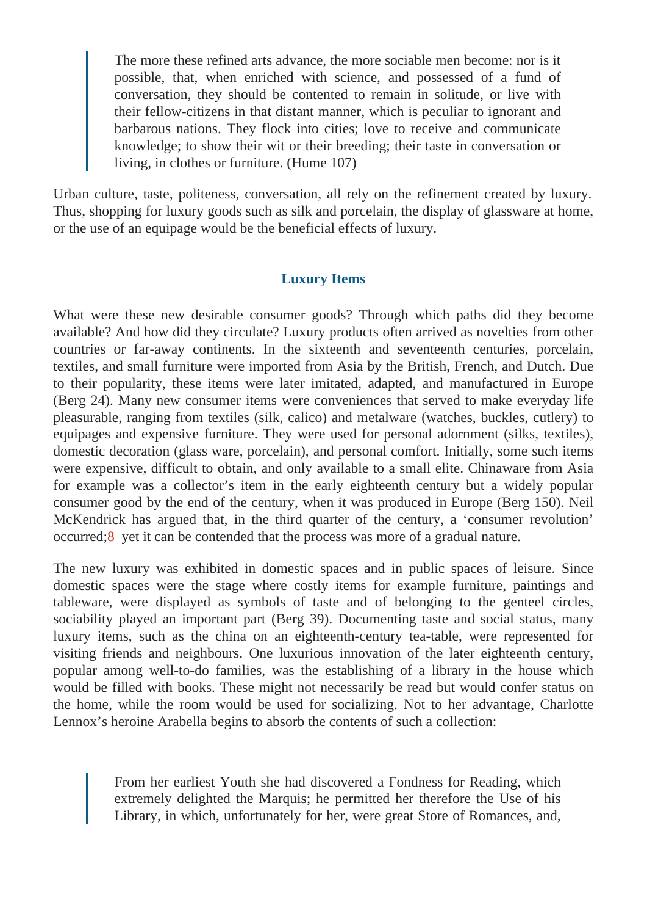> The more these refined arts advance, the more sociable men become: nor is it possible, that, when enriched with science, and possessed of a fund of conversation, they should be contented to remain in solitude, or live with their fellow-citizens in that distant manner, which is peculiar to ignorant and barbarous nations. They flock into cities; love to receive and communicate knowledge; to show their wit or their breeding; their taste in conversation or living, in clothes or furniture. (Hume 107)

Urban culture, taste, politeness, conversation, all rely on the refinement created by luxury. Thus, shopping for luxury goods such as silk and porcelain, the display of glassware at home, or the use of an equipage would be the beneficial effects of luxury.

### Luxury Items

What were these new desirable consumer goods? Through which paths did they become available? And how did they circulate? Luxury products often arrived as novelties from other countries or far-away continents. In the sixteenth and seventeenth centuries, porcelain, textiles, and small furniture were imported from Asia by the British, French, and Dutch. Due to their popularity, these items were later imitated, adapted, and manufactured in Europe (Berg 24). Many new consumer items were conveniences that served to make everyday life pleasurable, ranging from textiles (silk, calico) and metalware (watches, buckles, cutlery) to equipages and expensive furniture. They were used for personal adornment (silks, textiles), domestic decoration (glass ware, porcelain), and personal comfort. Initially, some such items were expensive, difficult to obtain, and only available to a small elite. Chinaware from Asia for example was a collector's item in the early eighteenth century but a widely popular consumer good by the end of the century, when it was produced in Europe (Berg 150). Neil McKendrick has argued that, in the third quarter of the century, a 'consumer revolution' occurred;[8] yet it can be contended that the process was more of a gradual nature.

The new luxury was exhibited in domestic spaces and in public spaces of leisure. Since domestic spaces were the stage where costly items for example furniture, paintings and tableware, were displayed as symbols of taste and of belonging to the genteel circles, sociability played an important part (Berg 39). Documenting taste and social status, many luxury items, such as the china on an eighteenth-century tea-table, were represented for visiting friends and neighbours. One luxurious innovation of the later eighteenth century, popular among well-to-do families, was the establishing of a library in the house which would be filled with books. These might not necessarily be read but would confer status on the home, while the room would be used for socializing. Not to her advantage, Charlotte Lennox's heroine Arabella begins to absorb the contents of such a collection:

> From her earliest Youth she had discovered a Fondness for Reading, which extremely delighted the Marquis; he permitted her therefore the Use of his Library, in which, unfortunately for her, were great Store of Romances, and,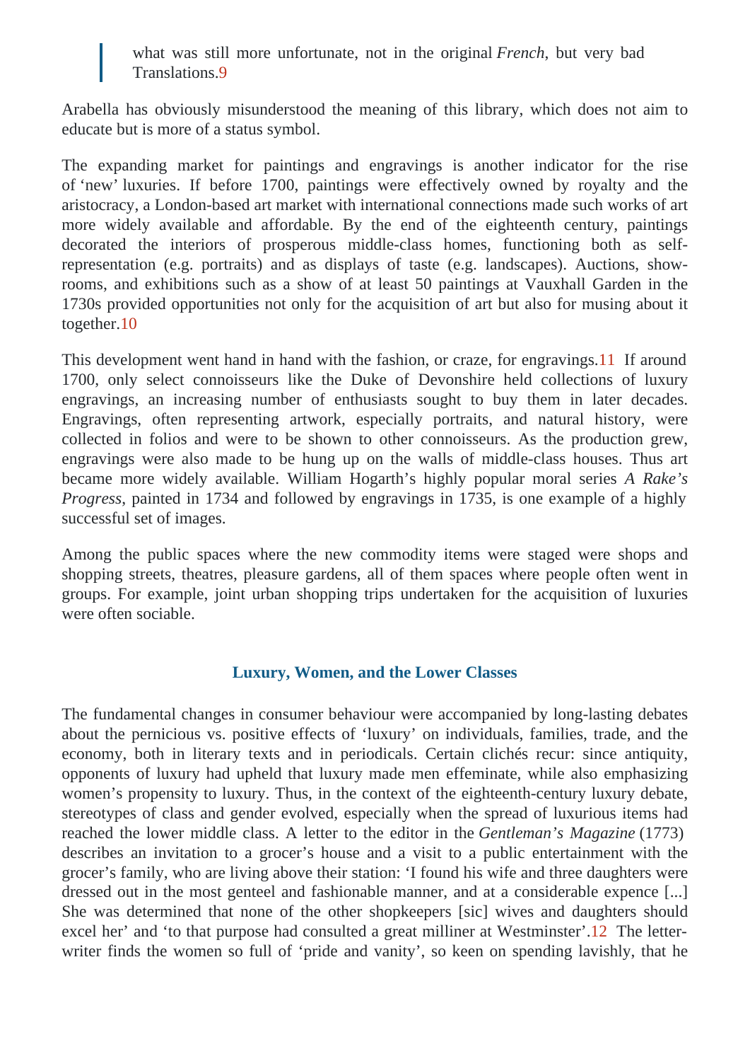> what was still more unfortunate, not in the original *French*, but very bad Translations.[9]

Arabella has obviously misunderstood the meaning of this library, which does not aim to educate but is more of a status symbol.

The expanding market for paintings and engravings is another indicator for the rise of ‘new’ luxuries. If before 1700, paintings were effectively owned by royalty and the aristocracy, a London-based art market with international connections made such works of art more widely available and affordable. By the end of the eighteenth century, paintings decorated the interiors of prosperous middle-class homes, functioning both as self-representation (e.g. portraits) and as displays of taste (e.g. landscapes). Auctions, show-rooms, and exhibitions such as a show of at least 50 paintings at Vauxhall Garden in the 1730s provided opportunities not only for the acquisition of art but also for musing about it together.[10]

This development went hand in hand with the fashion, or craze, for engravings.[11] If around 1700, only select connoisseurs like the Duke of Devonshire held collections of luxury engravings, an increasing number of enthusiasts sought to buy them in later decades. Engravings, often representing artwork, especially portraits, and natural history, were collected in folios and were to be shown to other connoisseurs. As the production grew, engravings were also made to be hung up on the walls of middle-class houses. Thus art became more widely available. William Hogarth’s highly popular moral series *A Rake’s Progress*, painted in 1734 and followed by engravings in 1735, is one example of a highly successful set of images.

Among the public spaces where the new commodity items were staged were shops and shopping streets, theatres, pleasure gardens, all of them spaces where people often went in groups. For example, joint urban shopping trips undertaken for the acquisition of luxuries were often sociable.

## Luxury, Women, and the Lower Classes

The fundamental changes in consumer behaviour were accompanied by long-lasting debates about the pernicious vs. positive effects of ‘luxury’ on individuals, families, trade, and the economy, both in literary texts and in periodicals. Certain clichés recur: since antiquity, opponents of luxury had upheld that luxury made men effeminate, while also emphasizing women’s propensity to luxury. Thus, in the context of the eighteenth-century luxury debate, stereotypes of class and gender evolved, especially when the spread of luxurious items had reached the lower middle class. A letter to the editor in the *Gentleman’s Magazine* (1773) describes an invitation to a grocer’s house and a visit to a public entertainment with the grocer’s family, who are living above their station: ‘I found his wife and three daughters were dressed out in the most genteel and fashionable manner, and at a considerable expence [...] She was determined that none of the other shopkeepers [sic] wives and daughters should excel her’ and ‘to that purpose had consulted a great milliner at Westminster’.[12] The letter-writer finds the women so full of ‘pride and vanity’, so keen on spending lavishly, that he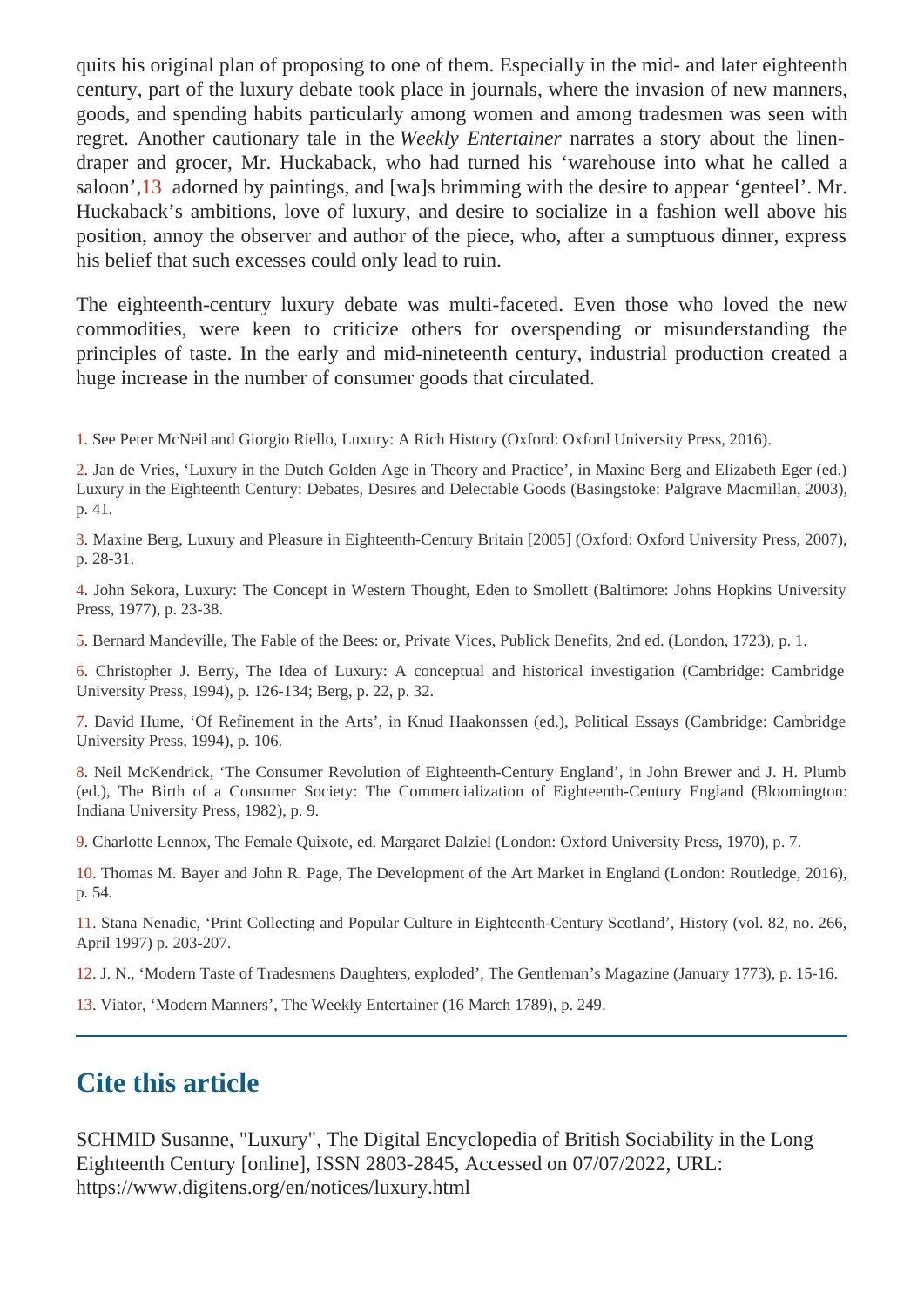quits his original plan of proposing to one of them. Especially in the mid- and later eighteenth century, part of the luxury debate took place in journals, where the invasion of new manners, goods, and spending habits particularly among women and among tradesmen was seen with regret. Another cautionary tale in the *Weekly Entertainer* narrates a story about the linen-draper and grocer, Mr. Huckaback, who had turned his 'warehouse into what he called a saloon',[13] adorned by paintings, and [wa]s brimming with the desire to appear 'genteel'. Mr. Huckaback's ambitions, love of luxury, and desire to socialize in a fashion well above his position, annoy the observer and author of the piece, who, after a sumptuous dinner, express his belief that such excesses could only lead to ruin.

The eighteenth-century luxury debate was multi-faceted. Even those who loved the new commodities, were keen to criticize others for overspending or misunderstanding the principles of taste. In the early and mid-nineteenth century, industrial production created a huge increase in the number of consumer goods that circulated.

1. See Peter McNeil and Giorgio Riello, Luxury: A Rich History (Oxford: Oxford University Press, 2016).

2. Jan de Vries, 'Luxury in the Dutch Golden Age in Theory and Practice', in Maxine Berg and Elizabeth Eger (ed.) Luxury in the Eighteenth Century: Debates, Desires and Delectable Goods (Basingstoke: Palgrave Macmillan, 2003), p. 41.

3. Maxine Berg, Luxury and Pleasure in Eighteenth-Century Britain [2005] (Oxford: Oxford University Press, 2007), p. 28-31.

4. John Sekora, Luxury: The Concept in Western Thought, Eden to Smollett (Baltimore: Johns Hopkins University Press, 1977), p. 23-38.

5. Bernard Mandeville, The Fable of the Bees: or, Private Vices, Publick Benefits, 2nd ed. (London, 1723), p. 1.

6. Christopher J. Berry, The Idea of Luxury: A conceptual and historical investigation (Cambridge: Cambridge University Press, 1994), p. 126-134; Berg, p. 22, p. 32.

7. David Hume, 'Of Refinement in the Arts', in Knud Haakonssen (ed.), Political Essays (Cambridge: Cambridge University Press, 1994), p. 106.

8. Neil McKendrick, 'The Consumer Revolution of Eighteenth-Century England', in John Brewer and J. H. Plumb (ed.), The Birth of a Consumer Society: The Commercialization of Eighteenth-Century England (Bloomington: Indiana University Press, 1982), p. 9.

9. Charlotte Lennox, The Female Quixote, ed. Margaret Dalziel (London: Oxford University Press, 1970), p. 7.

10. Thomas M. Bayer and John R. Page, The Development of the Art Market in England (London: Routledge, 2016), p. 54.

11. Stana Nenadic, 'Print Collecting and Popular Culture in Eighteenth-Century Scotland', History (vol. 82, no. 266, April 1997) p. 203-207.

12. J. N., 'Modern Taste of Tradesmens Daughters, exploded', The Gentleman's Magazine (January 1773), p. 15-16.

13. Viator, 'Modern Manners', The Weekly Entertainer (16 March 1789), p. 249.

---

## Cite this article

SCHMID Susanne, "Luxury", The Digital Encyclopedia of British Sociability in the Long Eighteenth Century [online], ISSN 2803-2845, Accessed on 07/07/2022, URL: https://www.digitens.org/en/notices/luxury.html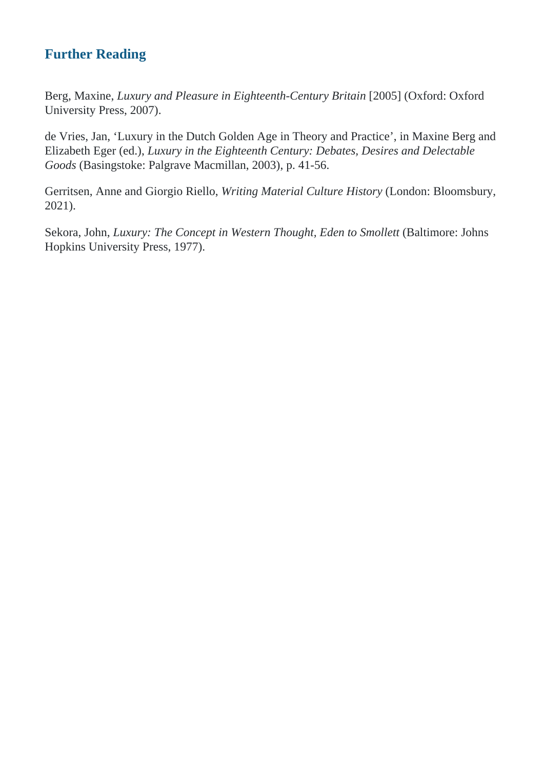## Further Reading

Berg, Maxine, *Luxury and Pleasure in Eighteenth-Century Britain* [2005] (Oxford: Oxford University Press, 2007).

de Vries, Jan, 'Luxury in the Dutch Golden Age in Theory and Practice', in Maxine Berg and Elizabeth Eger (ed.), *Luxury in the Eighteenth Century: Debates, Desires and Delectable Goods* (Basingstoke: Palgrave Macmillan, 2003), p. 41-56.

Gerritsen, Anne and Giorgio Riello, *Writing Material Culture History* (London: Bloomsbury, 2021).

Sekora, John, *Luxury: The Concept in Western Thought, Eden to Smollett* (Baltimore: Johns Hopkins University Press, 1977).